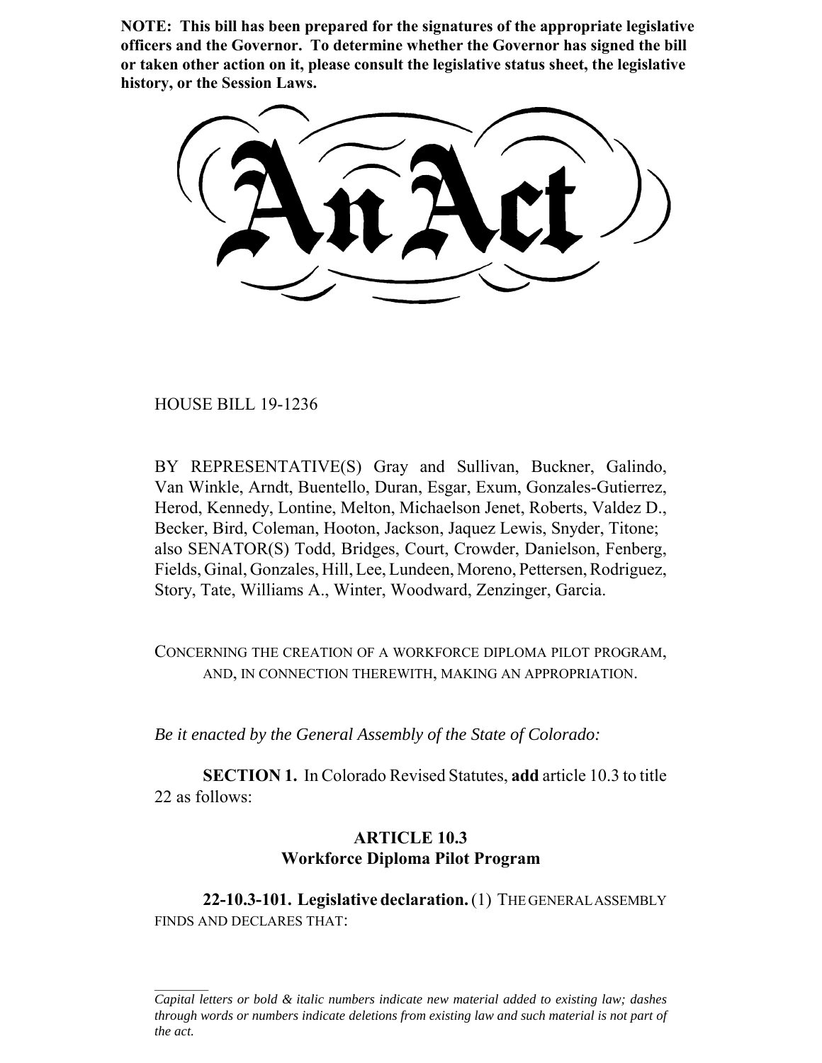**NOTE: This bill has been prepared for the signatures of the appropriate legislative officers and the Governor. To determine whether the Governor has signed the bill or taken other action on it, please consult the legislative status sheet, the legislative history, or the Session Laws.**

# An Act

HOUSE BILL 19-1236

BY REPRESENTATIVE(S) Gray and Sullivan, Buckner, Galindo, Van Winkle, Arndt, Buentello, Duran, Esgar, Exum, Gonzales-Gutierrez, Herod, Kennedy, Lontine, Melton, Michaelson Jenet, Roberts, Valdez D., Becker, Bird, Coleman, Hooton, Jackson, Jaquez Lewis, Snyder, Titone; also SENATOR(S) Todd, Bridges, Court, Crowder, Danielson, Fenberg, Fields, Ginal, Gonzales, Hill, Lee, Lundeen, Moreno, Pettersen, Rodriguez, Story, Tate, Williams A., Winter, Woodward, Zenzinger, Garcia.

CONCERNING THE CREATION OF A WORKFORCE DIPLOMA PILOT PROGRAM, AND, IN CONNECTION THEREWITH, MAKING AN APPROPRIATION.

*Be it enacted by the General Assembly of the State of Colorado:*

**SECTION 1.** In Colorado Revised Statutes, **add** article 10.3 to title 22 as follows:

## ARTICLE 10.3
## Workforce Diploma Pilot Program

**22-10.3-101. Legislative declaration.** (1) THE GENERAL ASSEMBLY FINDS AND DECLARES THAT:

*Capital letters or bold & italic numbers indicate new material added to existing law; dashes through words or numbers indicate deletions from existing law and such material is not part of the act.*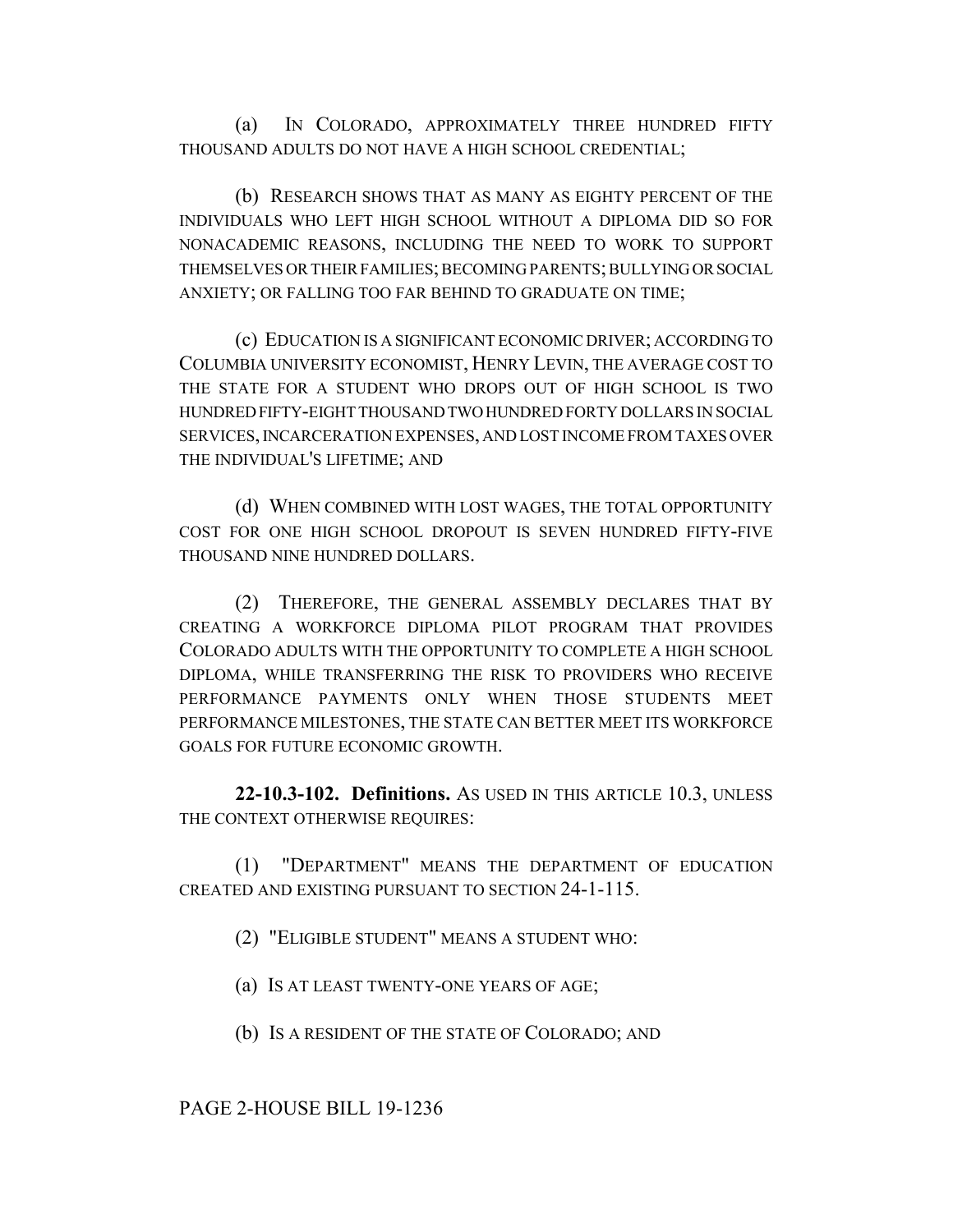(a) IN COLORADO, APPROXIMATELY THREE HUNDRED FIFTY THOUSAND ADULTS DO NOT HAVE A HIGH SCHOOL CREDENTIAL;

(b) RESEARCH SHOWS THAT AS MANY AS EIGHTY PERCENT OF THE INDIVIDUALS WHO LEFT HIGH SCHOOL WITHOUT A DIPLOMA DID SO FOR NONACADEMIC REASONS, INCLUDING THE NEED TO WORK TO SUPPORT THEMSELVES OR THEIR FAMILIES; BECOMING PARENTS; BULLYING OR SOCIAL ANXIETY; OR FALLING TOO FAR BEHIND TO GRADUATE ON TIME;

(c) EDUCATION IS A SIGNIFICANT ECONOMIC DRIVER; ACCORDING TO COLUMBIA UNIVERSITY ECONOMIST, HENRY LEVIN, THE AVERAGE COST TO THE STATE FOR A STUDENT WHO DROPS OUT OF HIGH SCHOOL IS TWO HUNDRED FIFTY-EIGHT THOUSAND TWO HUNDRED FORTY DOLLARS IN SOCIAL SERVICES, INCARCERATION EXPENSES, AND LOST INCOME FROM TAXES OVER THE INDIVIDUAL'S LIFETIME; AND

(d) WHEN COMBINED WITH LOST WAGES, THE TOTAL OPPORTUNITY COST FOR ONE HIGH SCHOOL DROPOUT IS SEVEN HUNDRED FIFTY-FIVE THOUSAND NINE HUNDRED DOLLARS.

(2) THEREFORE, THE GENERAL ASSEMBLY DECLARES THAT BY CREATING A WORKFORCE DIPLOMA PILOT PROGRAM THAT PROVIDES COLORADO ADULTS WITH THE OPPORTUNITY TO COMPLETE A HIGH SCHOOL DIPLOMA, WHILE TRANSFERRING THE RISK TO PROVIDERS WHO RECEIVE PERFORMANCE PAYMENTS ONLY WHEN THOSE STUDENTS MEET PERFORMANCE MILESTONES, THE STATE CAN BETTER MEET ITS WORKFORCE GOALS FOR FUTURE ECONOMIC GROWTH.

**22-10.3-102. Definitions.** AS USED IN THIS ARTICLE 10.3, UNLESS THE CONTEXT OTHERWISE REQUIRES:

(1) "DEPARTMENT" MEANS THE DEPARTMENT OF EDUCATION CREATED AND EXISTING PURSUANT TO SECTION 24-1-115.

(2) "ELIGIBLE STUDENT" MEANS A STUDENT WHO:

(a) IS AT LEAST TWENTY-ONE YEARS OF AGE;

(b) IS A RESIDENT OF THE STATE OF COLORADO; AND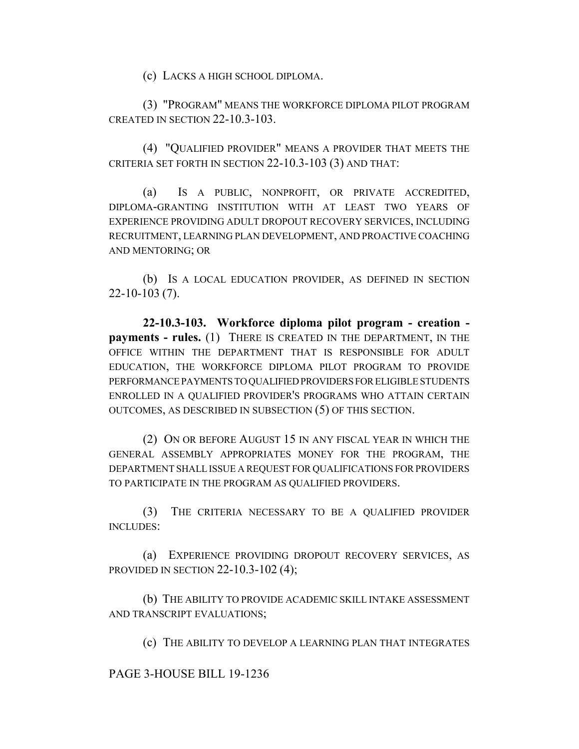(c) LACKS A HIGH SCHOOL DIPLOMA.

(3) "PROGRAM" MEANS THE WORKFORCE DIPLOMA PILOT PROGRAM CREATED IN SECTION 22-10.3-103.

(4) "QUALIFIED PROVIDER" MEANS A PROVIDER THAT MEETS THE CRITERIA SET FORTH IN SECTION 22-10.3-103 (3) AND THAT:

(a) IS A PUBLIC, NONPROFIT, OR PRIVATE ACCREDITED, DIPLOMA-GRANTING INSTITUTION WITH AT LEAST TWO YEARS OF EXPERIENCE PROVIDING ADULT DROPOUT RECOVERY SERVICES, INCLUDING RECRUITMENT, LEARNING PLAN DEVELOPMENT, AND PROACTIVE COACHING AND MENTORING; OR

(b) IS A LOCAL EDUCATION PROVIDER, AS DEFINED IN SECTION 22-10-103 (7).

**22-10.3-103. Workforce diploma pilot program - creation - payments - rules.** (1) THERE IS CREATED IN THE DEPARTMENT, IN THE OFFICE WITHIN THE DEPARTMENT THAT IS RESPONSIBLE FOR ADULT EDUCATION, THE WORKFORCE DIPLOMA PILOT PROGRAM TO PROVIDE PERFORMANCE PAYMENTS TO QUALIFIED PROVIDERS FOR ELIGIBLE STUDENTS ENROLLED IN A QUALIFIED PROVIDER'S PROGRAMS WHO ATTAIN CERTAIN OUTCOMES, AS DESCRIBED IN SUBSECTION (5) OF THIS SECTION.

(2) ON OR BEFORE AUGUST 15 IN ANY FISCAL YEAR IN WHICH THE GENERAL ASSEMBLY APPROPRIATES MONEY FOR THE PROGRAM, THE DEPARTMENT SHALL ISSUE A REQUEST FOR QUALIFICATIONS FOR PROVIDERS TO PARTICIPATE IN THE PROGRAM AS QUALIFIED PROVIDERS.

(3) THE CRITERIA NECESSARY TO BE A QUALIFIED PROVIDER INCLUDES:

(a) EXPERIENCE PROVIDING DROPOUT RECOVERY SERVICES, AS PROVIDED IN SECTION 22-10.3-102 (4);

(b) THE ABILITY TO PROVIDE ACADEMIC SKILL INTAKE ASSESSMENT AND TRANSCRIPT EVALUATIONS;

(c) THE ABILITY TO DEVELOP A LEARNING PLAN THAT INTEGRATES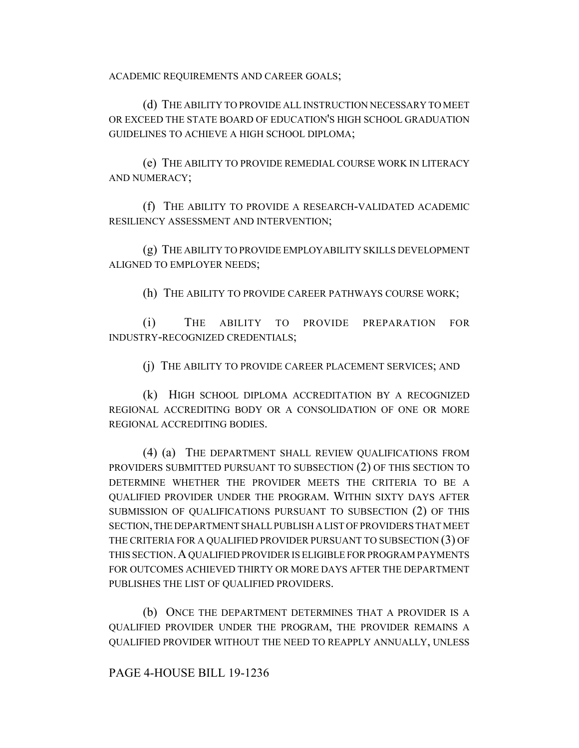ACADEMIC REQUIREMENTS AND CAREER GOALS;

(d) THE ABILITY TO PROVIDE ALL INSTRUCTION NECESSARY TO MEET OR EXCEED THE STATE BOARD OF EDUCATION'S HIGH SCHOOL GRADUATION GUIDELINES TO ACHIEVE A HIGH SCHOOL DIPLOMA;

(e) THE ABILITY TO PROVIDE REMEDIAL COURSE WORK IN LITERACY AND NUMERACY;

(f) THE ABILITY TO PROVIDE A RESEARCH-VALIDATED ACADEMIC RESILIENCY ASSESSMENT AND INTERVENTION;

(g) THE ABILITY TO PROVIDE EMPLOYABILITY SKILLS DEVELOPMENT ALIGNED TO EMPLOYER NEEDS;

(h) THE ABILITY TO PROVIDE CAREER PATHWAYS COURSE WORK;

(i) THE ABILITY TO PROVIDE PREPARATION FOR INDUSTRY-RECOGNIZED CREDENTIALS;

(j) THE ABILITY TO PROVIDE CAREER PLACEMENT SERVICES; AND

(k) HIGH SCHOOL DIPLOMA ACCREDITATION BY A RECOGNIZED REGIONAL ACCREDITING BODY OR A CONSOLIDATION OF ONE OR MORE REGIONAL ACCREDITING BODIES.

(4) (a) THE DEPARTMENT SHALL REVIEW QUALIFICATIONS FROM PROVIDERS SUBMITTED PURSUANT TO SUBSECTION (2) OF THIS SECTION TO DETERMINE WHETHER THE PROVIDER MEETS THE CRITERIA TO BE A QUALIFIED PROVIDER UNDER THE PROGRAM. WITHIN SIXTY DAYS AFTER SUBMISSION OF QUALIFICATIONS PURSUANT TO SUBSECTION (2) OF THIS SECTION, THE DEPARTMENT SHALL PUBLISH A LIST OF PROVIDERS THAT MEET THE CRITERIA FOR A QUALIFIED PROVIDER PURSUANT TO SUBSECTION (3) OF THIS SECTION. A QUALIFIED PROVIDER IS ELIGIBLE FOR PROGRAM PAYMENTS FOR OUTCOMES ACHIEVED THIRTY OR MORE DAYS AFTER THE DEPARTMENT PUBLISHES THE LIST OF QUALIFIED PROVIDERS.

(b) ONCE THE DEPARTMENT DETERMINES THAT A PROVIDER IS A QUALIFIED PROVIDER UNDER THE PROGRAM, THE PROVIDER REMAINS A QUALIFIED PROVIDER WITHOUT THE NEED TO REAPPLY ANNUALLY, UNLESS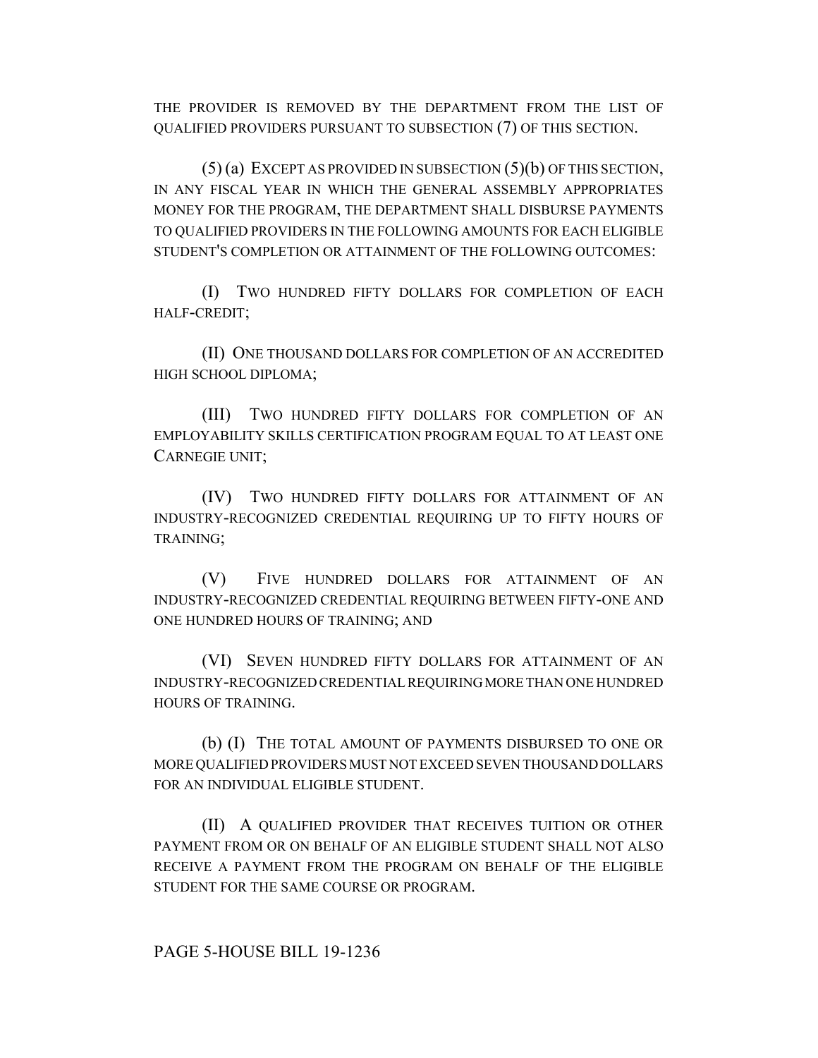THE PROVIDER IS REMOVED BY THE DEPARTMENT FROM THE LIST OF QUALIFIED PROVIDERS PURSUANT TO SUBSECTION (7) OF THIS SECTION.

(5) (a) EXCEPT AS PROVIDED IN SUBSECTION (5)(b) OF THIS SECTION, IN ANY FISCAL YEAR IN WHICH THE GENERAL ASSEMBLY APPROPRIATES MONEY FOR THE PROGRAM, THE DEPARTMENT SHALL DISBURSE PAYMENTS TO QUALIFIED PROVIDERS IN THE FOLLOWING AMOUNTS FOR EACH ELIGIBLE STUDENT'S COMPLETION OR ATTAINMENT OF THE FOLLOWING OUTCOMES:

(I) TWO HUNDRED FIFTY DOLLARS FOR COMPLETION OF EACH HALF-CREDIT;

(II) ONE THOUSAND DOLLARS FOR COMPLETION OF AN ACCREDITED HIGH SCHOOL DIPLOMA;

(III) TWO HUNDRED FIFTY DOLLARS FOR COMPLETION OF AN EMPLOYABILITY SKILLS CERTIFICATION PROGRAM EQUAL TO AT LEAST ONE CARNEGIE UNIT;

(IV) TWO HUNDRED FIFTY DOLLARS FOR ATTAINMENT OF AN INDUSTRY-RECOGNIZED CREDENTIAL REQUIRING UP TO FIFTY HOURS OF TRAINING;

(V) FIVE HUNDRED DOLLARS FOR ATTAINMENT OF AN INDUSTRY-RECOGNIZED CREDENTIAL REQUIRING BETWEEN FIFTY-ONE AND ONE HUNDRED HOURS OF TRAINING; AND

(VI) SEVEN HUNDRED FIFTY DOLLARS FOR ATTAINMENT OF AN INDUSTRY-RECOGNIZED CREDENTIAL REQUIRING MORE THAN ONE HUNDRED HOURS OF TRAINING.

(b) (I) THE TOTAL AMOUNT OF PAYMENTS DISBURSED TO ONE OR MORE QUALIFIED PROVIDERS MUST NOT EXCEED SEVEN THOUSAND DOLLARS FOR AN INDIVIDUAL ELIGIBLE STUDENT.

(II) A QUALIFIED PROVIDER THAT RECEIVES TUITION OR OTHER PAYMENT FROM OR ON BEHALF OF AN ELIGIBLE STUDENT SHALL NOT ALSO RECEIVE A PAYMENT FROM THE PROGRAM ON BEHALF OF THE ELIGIBLE STUDENT FOR THE SAME COURSE OR PROGRAM.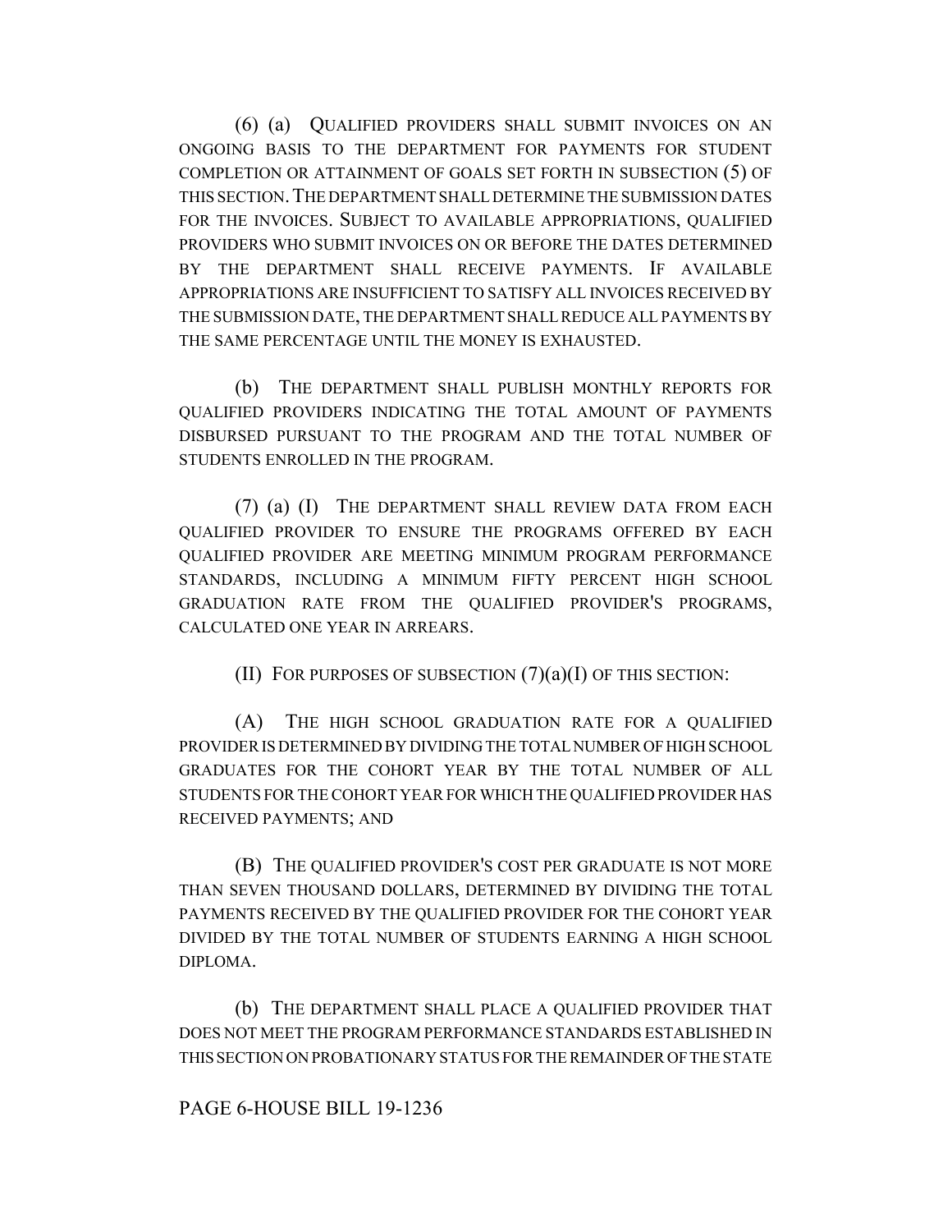(6) (a) QUALIFIED PROVIDERS SHALL SUBMIT INVOICES ON AN ONGOING BASIS TO THE DEPARTMENT FOR PAYMENTS FOR STUDENT COMPLETION OR ATTAINMENT OF GOALS SET FORTH IN SUBSECTION (5) OF THIS SECTION. THE DEPARTMENT SHALL DETERMINE THE SUBMISSION DATES FOR THE INVOICES. SUBJECT TO AVAILABLE APPROPRIATIONS, QUALIFIED PROVIDERS WHO SUBMIT INVOICES ON OR BEFORE THE DATES DETERMINED BY THE DEPARTMENT SHALL RECEIVE PAYMENTS. IF AVAILABLE APPROPRIATIONS ARE INSUFFICIENT TO SATISFY ALL INVOICES RECEIVED BY THE SUBMISSION DATE, THE DEPARTMENT SHALL REDUCE ALL PAYMENTS BY THE SAME PERCENTAGE UNTIL THE MONEY IS EXHAUSTED.

(b) THE DEPARTMENT SHALL PUBLISH MONTHLY REPORTS FOR QUALIFIED PROVIDERS INDICATING THE TOTAL AMOUNT OF PAYMENTS DISBURSED PURSUANT TO THE PROGRAM AND THE TOTAL NUMBER OF STUDENTS ENROLLED IN THE PROGRAM.

(7) (a) (I) THE DEPARTMENT SHALL REVIEW DATA FROM EACH QUALIFIED PROVIDER TO ENSURE THE PROGRAMS OFFERED BY EACH QUALIFIED PROVIDER ARE MEETING MINIMUM PROGRAM PERFORMANCE STANDARDS, INCLUDING A MINIMUM FIFTY PERCENT HIGH SCHOOL GRADUATION RATE FROM THE QUALIFIED PROVIDER'S PROGRAMS, CALCULATED ONE YEAR IN ARREARS.

(II) FOR PURPOSES OF SUBSECTION (7)(a)(I) OF THIS SECTION:

(A) THE HIGH SCHOOL GRADUATION RATE FOR A QUALIFIED PROVIDER IS DETERMINED BY DIVIDING THE TOTAL NUMBER OF HIGH SCHOOL GRADUATES FOR THE COHORT YEAR BY THE TOTAL NUMBER OF ALL STUDENTS FOR THE COHORT YEAR FOR WHICH THE QUALIFIED PROVIDER HAS RECEIVED PAYMENTS; AND

(B) THE QUALIFIED PROVIDER'S COST PER GRADUATE IS NOT MORE THAN SEVEN THOUSAND DOLLARS, DETERMINED BY DIVIDING THE TOTAL PAYMENTS RECEIVED BY THE QUALIFIED PROVIDER FOR THE COHORT YEAR DIVIDED BY THE TOTAL NUMBER OF STUDENTS EARNING A HIGH SCHOOL DIPLOMA.

(b) THE DEPARTMENT SHALL PLACE A QUALIFIED PROVIDER THAT DOES NOT MEET THE PROGRAM PERFORMANCE STANDARDS ESTABLISHED IN THIS SECTION ON PROBATIONARY STATUS FOR THE REMAINDER OF THE STATE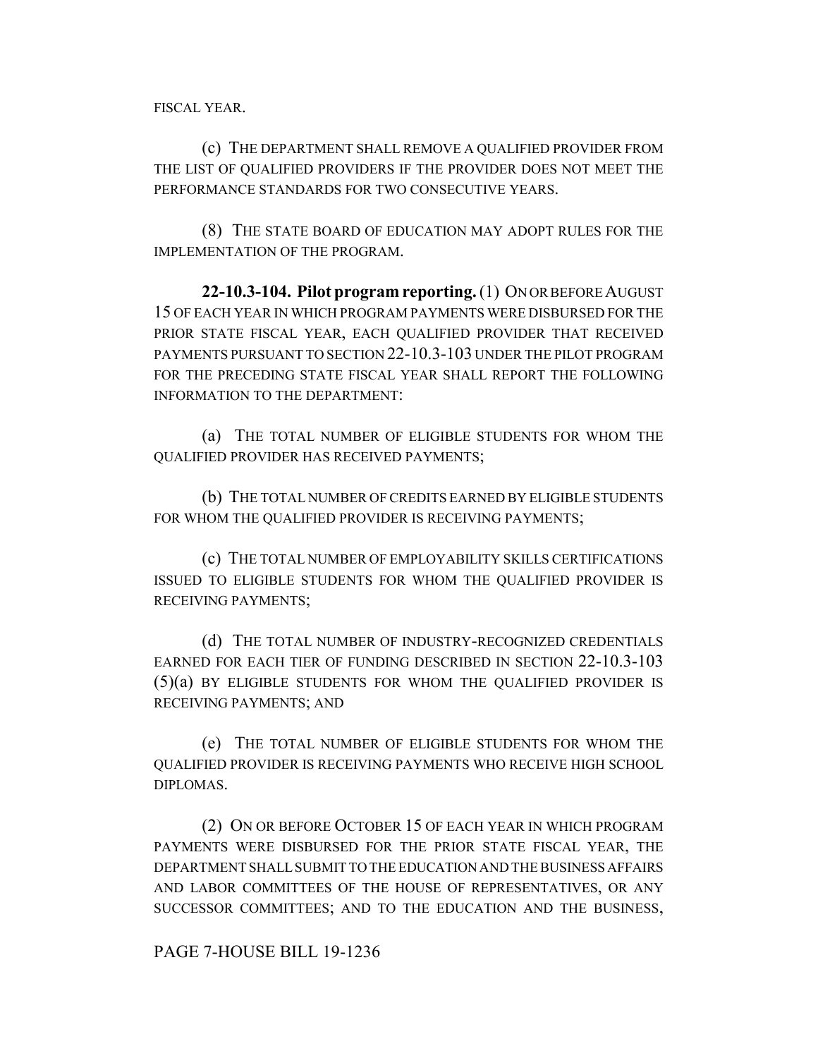FISCAL YEAR.

(c) THE DEPARTMENT SHALL REMOVE A QUALIFIED PROVIDER FROM THE LIST OF QUALIFIED PROVIDERS IF THE PROVIDER DOES NOT MEET THE PERFORMANCE STANDARDS FOR TWO CONSECUTIVE YEARS.

(8) THE STATE BOARD OF EDUCATION MAY ADOPT RULES FOR THE IMPLEMENTATION OF THE PROGRAM.

**22-10.3-104. Pilot program reporting.** (1) ON OR BEFORE AUGUST 15 OF EACH YEAR IN WHICH PROGRAM PAYMENTS WERE DISBURSED FOR THE PRIOR STATE FISCAL YEAR, EACH QUALIFIED PROVIDER THAT RECEIVED PAYMENTS PURSUANT TO SECTION 22-10.3-103 UNDER THE PILOT PROGRAM FOR THE PRECEDING STATE FISCAL YEAR SHALL REPORT THE FOLLOWING INFORMATION TO THE DEPARTMENT:

(a) THE TOTAL NUMBER OF ELIGIBLE STUDENTS FOR WHOM THE QUALIFIED PROVIDER HAS RECEIVED PAYMENTS;

(b) THE TOTAL NUMBER OF CREDITS EARNED BY ELIGIBLE STUDENTS FOR WHOM THE QUALIFIED PROVIDER IS RECEIVING PAYMENTS;

(c) THE TOTAL NUMBER OF EMPLOYABILITY SKILLS CERTIFICATIONS ISSUED TO ELIGIBLE STUDENTS FOR WHOM THE QUALIFIED PROVIDER IS RECEIVING PAYMENTS;

(d) THE TOTAL NUMBER OF INDUSTRY-RECOGNIZED CREDENTIALS EARNED FOR EACH TIER OF FUNDING DESCRIBED IN SECTION 22-10.3-103 (5)(a) BY ELIGIBLE STUDENTS FOR WHOM THE QUALIFIED PROVIDER IS RECEIVING PAYMENTS; AND

(e) THE TOTAL NUMBER OF ELIGIBLE STUDENTS FOR WHOM THE QUALIFIED PROVIDER IS RECEIVING PAYMENTS WHO RECEIVE HIGH SCHOOL DIPLOMAS.

(2) ON OR BEFORE OCTOBER 15 OF EACH YEAR IN WHICH PROGRAM PAYMENTS WERE DISBURSED FOR THE PRIOR STATE FISCAL YEAR, THE DEPARTMENT SHALL SUBMIT TO THE EDUCATION AND THE BUSINESS AFFAIRS AND LABOR COMMITTEES OF THE HOUSE OF REPRESENTATIVES, OR ANY SUCCESSOR COMMITTEES; AND TO THE EDUCATION AND THE BUSINESS,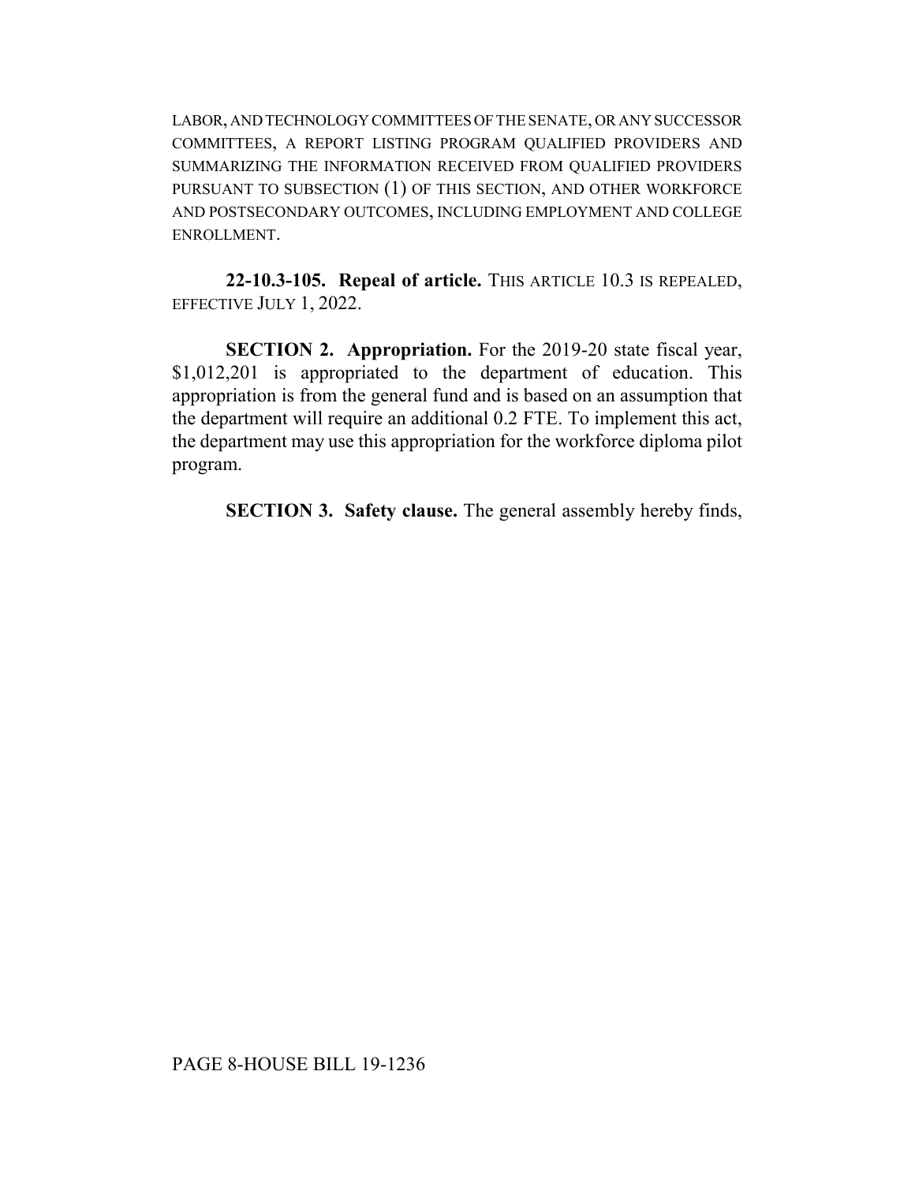LABOR, AND TECHNOLOGY COMMITTEES OF THE SENATE, OR ANY SUCCESSOR COMMITTEES, A REPORT LISTING PROGRAM QUALIFIED PROVIDERS AND SUMMARIZING THE INFORMATION RECEIVED FROM QUALIFIED PROVIDERS PURSUANT TO SUBSECTION (1) OF THIS SECTION, AND OTHER WORKFORCE AND POSTSECONDARY OUTCOMES, INCLUDING EMPLOYMENT AND COLLEGE ENROLLMENT.

**22-10.3-105. Repeal of article.** THIS ARTICLE 10.3 IS REPEALED, EFFECTIVE JULY 1, 2022.

**SECTION 2. Appropriation.** For the 2019-20 state fiscal year, $1,012,201 is appropriated to the department of education. This appropriation is from the general fund and is based on an assumption that the department will require an additional 0.2 FTE. To implement this act, the department may use this appropriation for the workforce diploma pilot program.

**SECTION 3. Safety clause.** The general assembly hereby finds,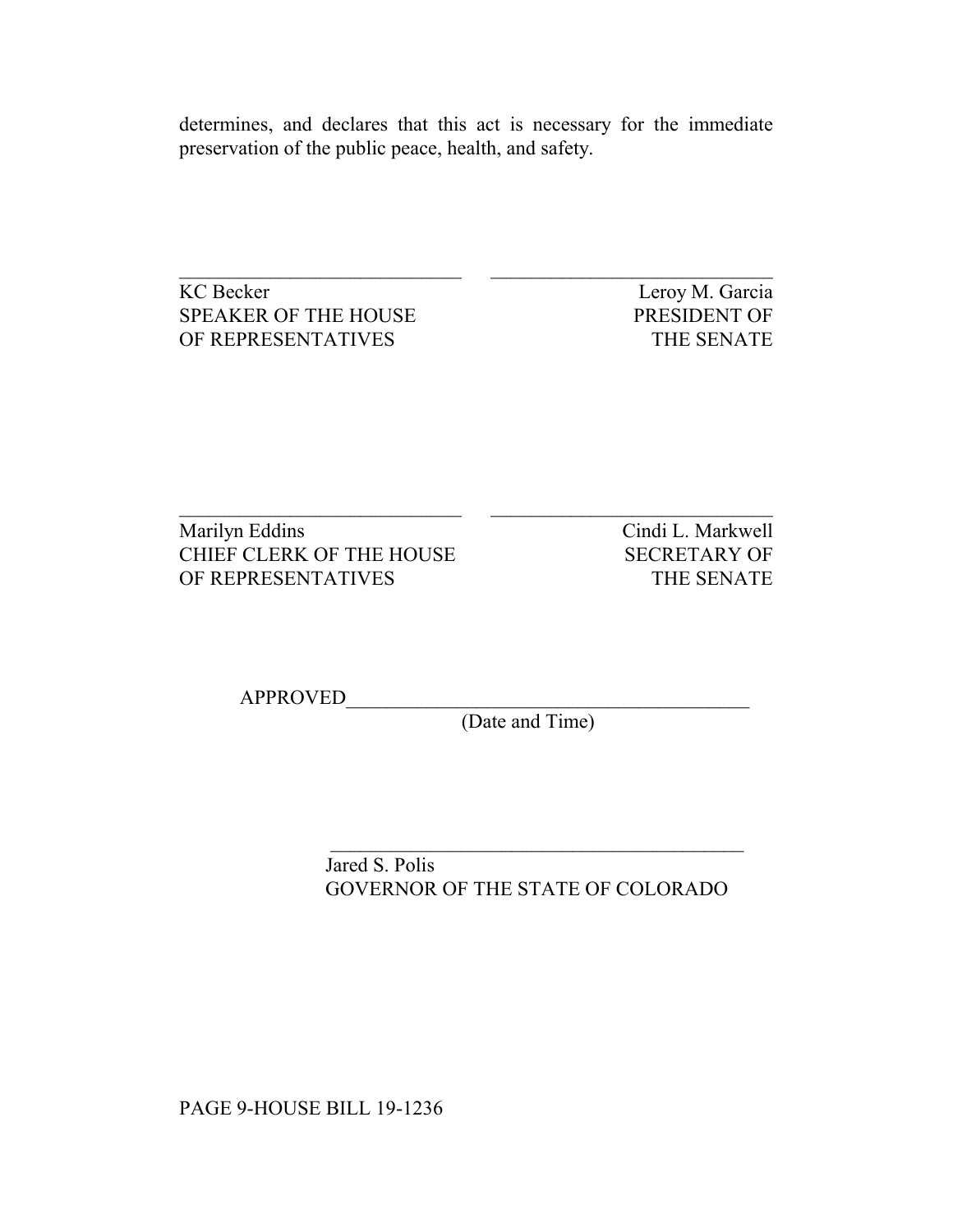determines, and declares that this act is necessary for the immediate preservation of the public peace, health, and safety.

____________________________
KC Becker
SPEAKER OF THE HOUSE
OF REPRESENTATIVES

____________________________
Leroy M. Garcia
PRESIDENT OF
THE SENATE

____________________________
Marilyn Eddins
CHIEF CLERK OF THE HOUSE
OF REPRESENTATIVES

____________________________
Cindi L. Markwell
SECRETARY OF
THE SENATE

APPROVED________________________________________
(Date and Time)

_________________________________________
Jared S. Polis
GOVERNOR OF THE STATE OF COLORADO

PAGE 9-HOUSE BILL 19-1236